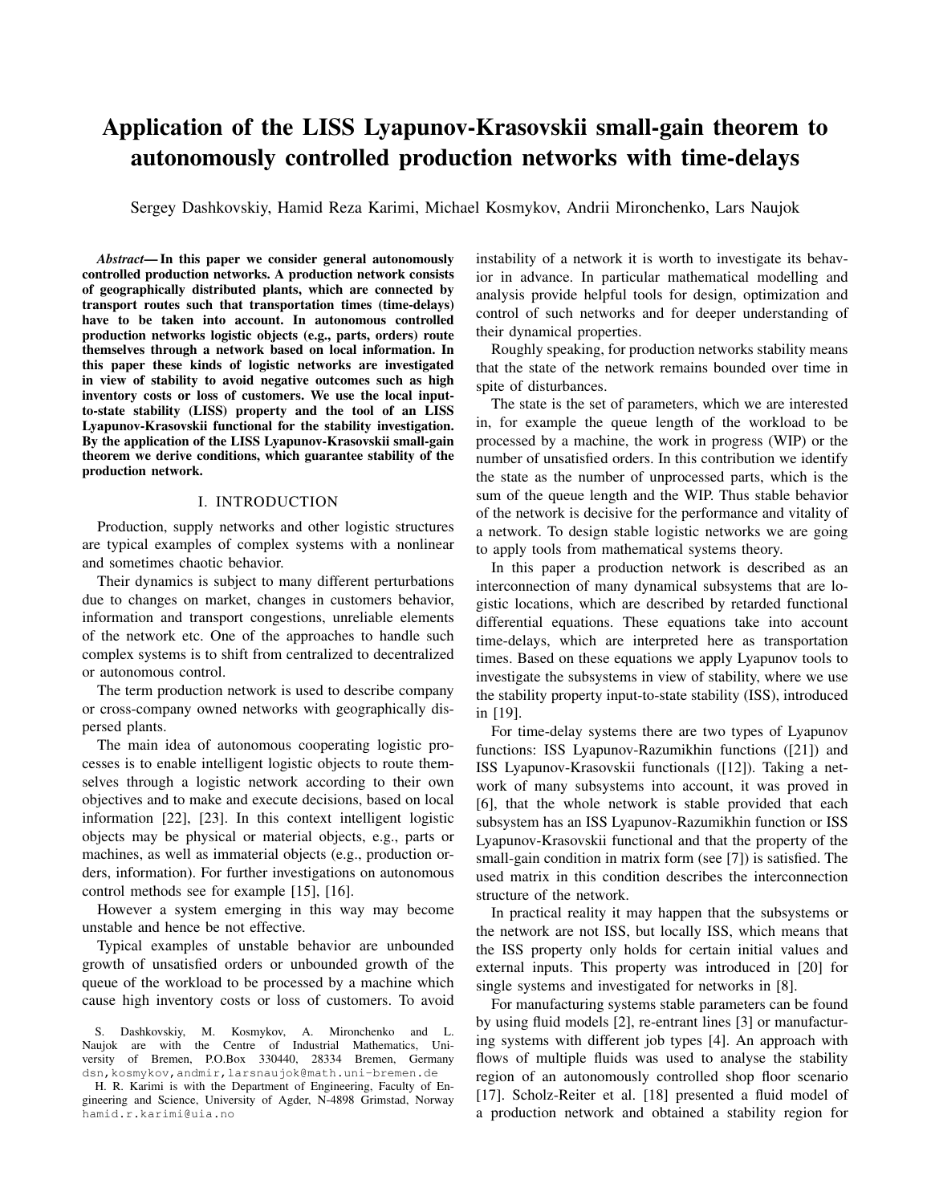# Application of the LISS Lyapunov-Krasovskii small-gain theorem to autonomously controlled production networks with time-delays

Sergey Dashkovskiy, Hamid Reza Karimi, Michael Kosmykov, Andrii Mironchenko, Lars Naujok

***Abstract*— In this paper we consider general autonomously controlled production networks. A production network consists of geographically distributed plants, which are connected by transport routes such that transportation times (time-delays) have to be taken into account. In autonomous controlled production networks logistic objects (e.g., parts, orders) route themselves through a network based on local information. In this paper these kinds of logistic networks are investigated in view of stability to avoid negative outcomes such as high inventory costs or loss of customers. We use the local input-to-state stability (LISS) property and the tool of an LISS Lyapunov-Krasovskii functional for the stability investigation. By the application of the LISS Lyapunov-Krasovskii small-gain theorem we derive conditions, which guarantee stability of the production network.**

## I. INTRODUCTION

Production, supply networks and other logistic structures are typical examples of complex systems with a nonlinear and sometimes chaotic behavior.

Their dynamics is subject to many different perturbations due to changes on market, changes in customers behavior, information and transport congestions, unreliable elements of the network etc. One of the approaches to handle such complex systems is to shift from centralized to decentralized or autonomous control.

The term production network is used to describe company or cross-company owned networks with geographically dispersed plants.

The main idea of autonomous cooperating logistic processes is to enable intelligent logistic objects to route themselves through a logistic network according to their own objectives and to make and execute decisions, based on local information [22], [23]. In this context intelligent logistic objects may be physical or material objects, e.g., parts or machines, as well as immaterial objects (e.g., production orders, information). For further investigations on autonomous control methods see for example [15], [16].

However a system emerging in this way may become unstable and hence be not effective.

Typical examples of unstable behavior are unbounded growth of unsatisfied orders or unbounded growth of the queue of the workload to be processed by a machine which cause high inventory costs or loss of customers. To avoid instability of a network it is worth to investigate its behavior in advance. In particular mathematical modelling and analysis provide helpful tools for design, optimization and control of such networks and for deeper understanding of their dynamical properties.

Roughly speaking, for production networks stability means that the state of the network remains bounded over time in spite of disturbances.

The state is the set of parameters, which we are interested in, for example the queue length of the workload to be processed by a machine, the work in progress (WIP) or the number of unsatisfied orders. In this contribution we identify the state as the number of unprocessed parts, which is the sum of the queue length and the WIP. Thus stable behavior of the network is decisive for the performance and vitality of a network. To design stable logistic networks we are going to apply tools from mathematical systems theory.

In this paper a production network is described as an interconnection of many dynamical subsystems that are logistic locations, which are described by retarded functional differential equations. These equations take into account time-delays, which are interpreted here as transportation times. Based on these equations we apply Lyapunov tools to investigate the subsystems in view of stability, where we use the stability property input-to-state stability (ISS), introduced in [19].

For time-delay systems there are two types of Lyapunov functions: ISS Lyapunov-Razumikhin functions ([21]) and ISS Lyapunov-Krasovskii functionals ([12]). Taking a network of many subsystems into account, it was proved in [6], that the whole network is stable provided that each subsystem has an ISS Lyapunov-Razumikhin function or ISS Lyapunov-Krasovskii functional and that the property of the small-gain condition in matrix form (see [7]) is satisfied. The used matrix in this condition describes the interconnection structure of the network.

In practical reality it may happen that the subsystems or the network are not ISS, but locally ISS, which means that the ISS property only holds for certain initial values and external inputs. This property was introduced in [20] for single systems and investigated for networks in [8].

For manufacturing systems stable parameters can be found by using fluid models [2], re-entrant lines [3] or manufacturing systems with different job types [4]. An approach with flows of multiple fluids was used to analyse the stability region of an autonomously controlled shop floor scenario [17]. Scholz-Reiter et al. [18] presented a fluid model of a production network and obtained a stability region for

S. Dashkovskiy, M. Kosmykov, A. Mironchenko and L. Naujok are with the Centre of Industrial Mathematics, University of Bremen, P.O.Box 330440, 28334 Bremen, Germany dsn,kosmykov,andmir,larsnaujok@math.uni-bremen.de

H. R. Karimi is with the Department of Engineering, Faculty of Engineering and Science, University of Agder, N-4898 Grimstad, Norway hamid.r.karimi@uia.no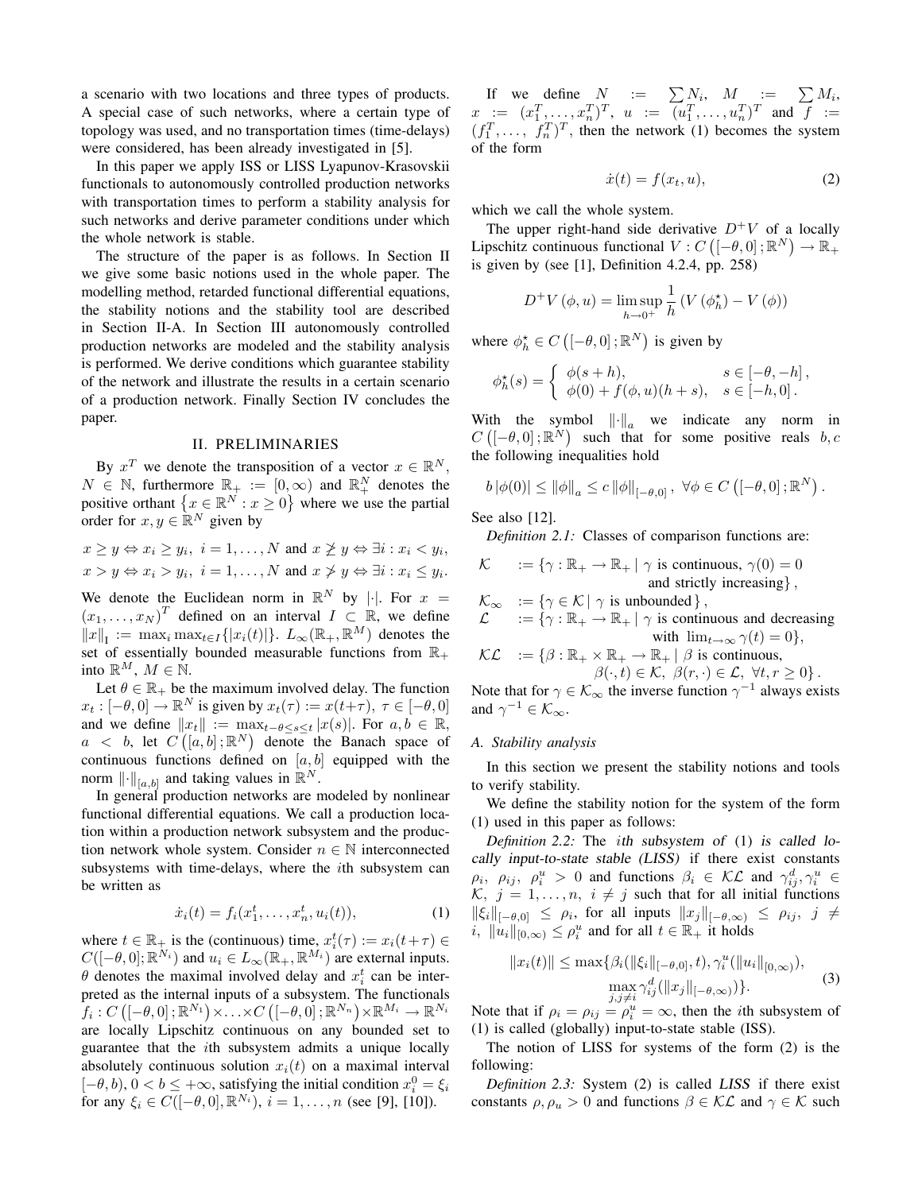a scenario with two locations and three types of products. A special case of such networks, where a certain type of topology was used, and no transportation times (time-delays) were considered, has been already investigated in [5].

In this paper we apply ISS or LISS Lyapunov-Krasovskii functionals to autonomously controlled production networks with transportation times to perform a stability analysis for such networks and derive parameter conditions under which the whole network is stable.

The structure of the paper is as follows. In Section II we give some basic notions used in the whole paper. The modelling method, retarded functional differential equations, the stability notions and the stability tool are described in Section II-A. In Section III autonomously controlled production networks are modeled and the stability analysis is performed. We derive conditions which guarantee stability of the network and illustrate the results in a certain scenario of a production network. Finally Section IV concludes the paper.

## II. PRELIMINARIES

By $x^T$ we denote the transposition of a vector $x \in \mathbb{R}^N$, $N \in \mathbb{N}$, furthermore $\mathbb{R}_+ := [0, \infty)$ and $\mathbb{R}_+^N$ denotes the positive orthant $\left\{x \in \mathbb{R}^N : x \geq 0\right\}$ where we use the partial order for $x, y \in \mathbb{R}^N$ given by

$$x \geq y \Leftrightarrow x_i \geq y_i,\ i = 1, \ldots, N \text{ and } x \ngeq y \Leftrightarrow \exists i : x_i < y_i,$$
$$x > y \Leftrightarrow x_i > y_i,\ i = 1, \ldots, N \text{ and } x \ngtr y \Leftrightarrow \exists i : x_i \leq y_i.$$

We denote the Euclidean norm in $\mathbb{R}^N$ by $|\cdot|$. For $x = (x_1, \ldots, x_N)^T$ defined on an interval $I \subset \mathbb{R}$, we define $\|x\|_{\mathrm{I}} := \max_i \max_{t \in I}\{|x_i(t)|\}$. $L_\infty(\mathbb{R}_+, \mathbb{R}^M)$ denotes the set of essentially bounded measurable functions from $\mathbb{R}_+$ into $\mathbb{R}^M$, $M \in \mathbb{N}$.

Let $\theta \in \mathbb{R}_+$ be the maximum involved delay. The function $x_t : [-\theta, 0] \to \mathbb{R}^N$ is given by $x_t(\tau) := x(t + \tau)$, $\tau \in [-\theta, 0]$ and we define $\|x_t\| := \max_{t-\theta \leq s \leq t} |x(s)|$. For $a, b \in \mathbb{R}$, $a < b$, let $C\left([a, b]; \mathbb{R}^N\right)$ denote the Banach space of continuous functions defined on $[a, b]$ equipped with the norm $\|\cdot\|_{[a,b]}$ and taking values in $\mathbb{R}^N$.

In general production networks are modeled by nonlinear functional differential equations. We call a production location within a production network subsystem and the production network whole system. Consider $n \in \mathbb{N}$ interconnected subsystems with time-delays, where the $i$th subsystem can be written as

$$\dot{x}_i(t) = f_i(x_1^t, \ldots, x_n^t, u_i(t)), \tag{1}$$

where $t \in \mathbb{R}_+$ is the (continuous) time, $x_i^t(\tau) := x_i(t + \tau) \in C([-\theta, 0]; \mathbb{R}^{N_i})$ and $u_i \in L_\infty(\mathbb{R}_+, \mathbb{R}^{M_i})$ are external inputs. $\theta$ denotes the maximal involved delay and $x_i^t$ can be interpreted as the internal inputs of a subsystem. The functionals $f_i : C\left([-\theta, 0]; \mathbb{R}^{N_1}\right) \times \ldots \times C\left([-\theta, 0]; \mathbb{R}^{N_n}\right) \times \mathbb{R}^{M_i} \to \mathbb{R}^{N_i}$ are locally Lipschitz continuous on any bounded set to guarantee that the $i$th subsystem admits a unique locally absolutely continuous solution $x_i(t)$ on a maximal interval $[-\theta, b)$, $0 < b \leq +\infty$, satisfying the initial condition $x_i^0 = \xi_i$ for any $\xi_i \in C([-\theta, 0], \mathbb{R}^{N_i})$, $i = 1, \ldots, n$ (see [9], [10]).

If we define $N := \sum N_i$, $M := \sum M_i$, $x := (x_1^T, \ldots, x_n^T)^T$, $u := (u_1^T, \ldots, u_n^T)^T$ and $f := (f_1^T, \ldots, f_n^T)^T$, then the network (1) becomes the system of the form

$$\dot{x}(t) = f(x_t, u), \tag{2}$$

which we call the whole system.

The upper right-hand side derivative $D^+V$ of a locally Lipschitz continuous functional $V : C\left([-\theta, 0]; \mathbb{R}^N\right) \to \mathbb{R}_+$ is given by (see [1], Definition 4.2.4, pp. 258)

$$D^+V(\phi, u) = \limsup_{h \to 0^+} \frac{1}{h}\left(V(\phi_h^\star) - V(\phi)\right)$$

where $\phi_h^\star \in C\left([-\theta, 0]; \mathbb{R}^N\right)$ is given by

$$\phi_h^\star(s) = \begin{cases} \phi(s + h), & s \in [-\theta, -h], \\ \phi(0) + f(\phi, u)(h + s), & s \in [-h, 0]. \end{cases}$$

With the symbol $\|\cdot\|_a$ we indicate any norm in $C\left([-\theta, 0]; \mathbb{R}^N\right)$ such that for some positive reals $b, c$ the following inequalities hold

$$b\,|\phi(0)| \leq \|\phi\|_a \leq c\,\|\phi\|_{[-\theta,0]},\ \forall \phi \in C\left([-\theta, 0]; \mathbb{R}^N\right).$$

See also [12].

*Definition 2.1:* Classes of comparison functions are:

$$\begin{aligned}
\mathcal{K} &:= \{\gamma : \mathbb{R}_+ \to \mathbb{R}_+ \mid \gamma \text{ is continuous, } \gamma(0) = 0 \text{ and strictly increasing}\}, \\
\mathcal{K}_\infty &:= \{\gamma \in \mathcal{K} \mid \gamma \text{ is unbounded}\}, \\
\mathcal{L} &:= \{\gamma : \mathbb{R}_+ \to \mathbb{R}_+ \mid \gamma \text{ is continuous and decreasing with } \lim_{t\to\infty} \gamma(t) = 0\}, \\
\mathcal{KL} &:= \{\beta : \mathbb{R}_+ \times \mathbb{R}_+ \to \mathbb{R}_+ \mid \beta \text{ is continuous, } \beta(\cdot, t) \in \mathcal{K},\ \beta(r, \cdot) \in \mathcal{L},\ \forall t, r \geq 0\}.
\end{aligned}$$

Note that for $\gamma \in \mathcal{K}_\infty$ the inverse function $\gamma^{-1}$ always exists and $\gamma^{-1} \in \mathcal{K}_\infty$.

### A. Stability analysis

In this section we present the stability notions and tools to verify stability.

We define the stability notion for the system of the form (1) used in this paper as follows:

*Definition 2.2:* The $i$th subsystem of (1) *is called locally input-to-state stable (LISS)* if there exist constants $\rho_i$, $\rho_{ij}$, $\rho_i^u > 0$ and functions $\beta_i \in \mathcal{KL}$ and $\gamma_{ij}^d, \gamma_i^u \in \mathcal{K}$, $j = 1, \ldots, n$, $i \neq j$ such that for all initial functions $\|\xi_i\|_{[-\theta,0]} \leq \rho_i$, for all inputs $\|x_j\|_{[-\theta,\infty)} \leq \rho_{ij}$, $j \neq i$, $\|u_i\|_{[0,\infty)} \leq \rho_i^u$ and for all $t \in \mathbb{R}_+$ it holds

$$\|x_i(t)\| \leq \max\{\beta_i(\|\xi_i\|_{[-\theta,0]}, t), \gamma_i^u(\|u_i\|_{[0,\infty)}), \max_{j, j\neq i} \gamma_{ij}^d(\|x_j\|_{[-\theta,\infty)})\}. \tag{3}$$

Note that if $\rho_i = \rho_{ij} = \rho_i^u = \infty$, then the $i$th subsystem of (1) is called (globally) input-to-state stable (ISS).

The notion of LISS for systems of the form (2) is the following:

*Definition 2.3:* System (2) is called *LISS* if there exist constants $\rho, \rho_u > 0$ and functions $\beta \in \mathcal{KL}$ and $\gamma \in \mathcal{K}$ such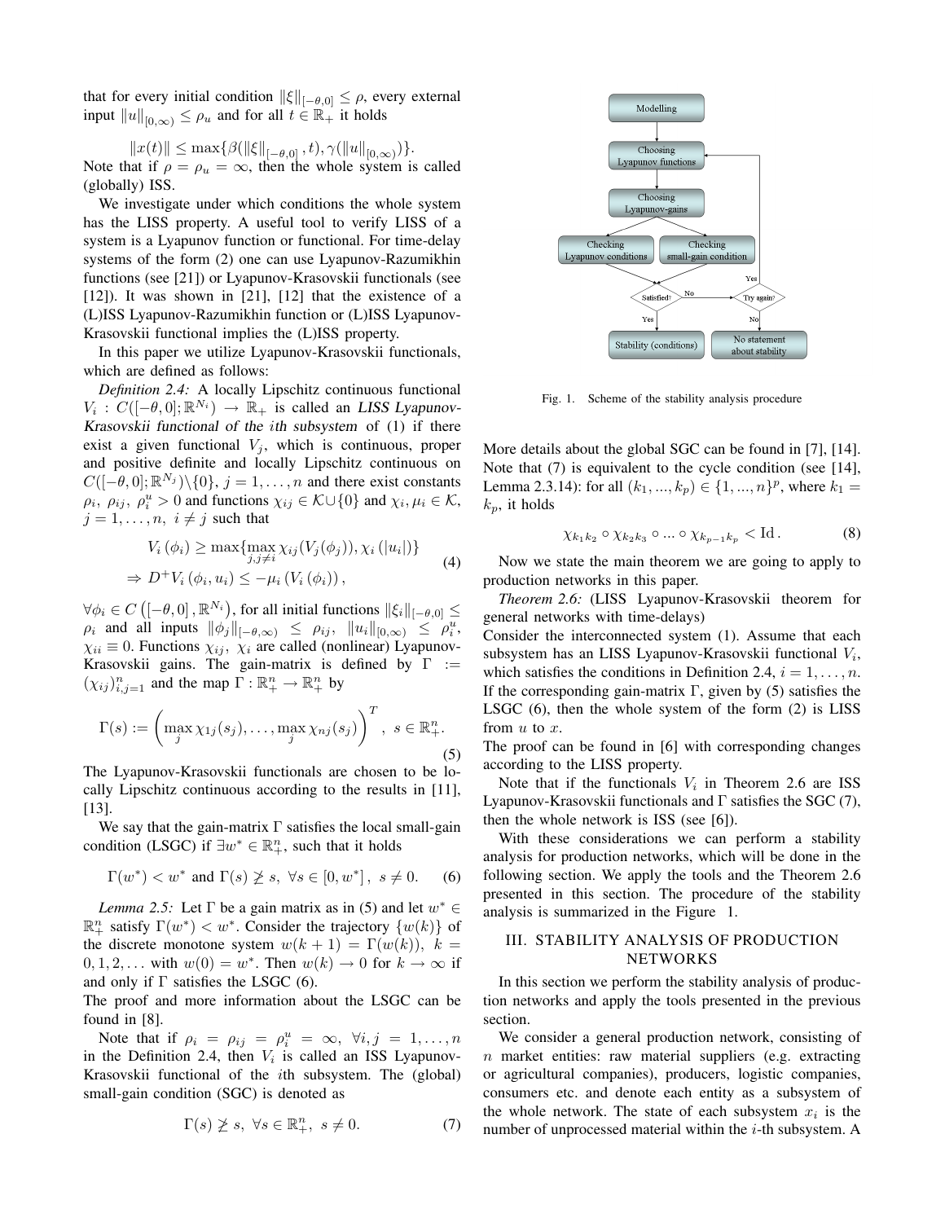that for every initial condition $\|\xi\|_{[-\theta,0]} \leq \rho$, every external input $\|u\|_{[0,\infty)} \leq \rho_u$ and for all $t \in \mathbb{R}_+$ it holds

$$\|x(t)\| \leq \max\{\beta(\|\xi\|_{[-\theta,0]}, t), \gamma(\|u\|_{[0,\infty)})\}.$$

Note that if $\rho = \rho_u = \infty$, then the whole system is called (globally) ISS.

We investigate under which conditions the whole system has the LISS property. A useful tool to verify LISS of a system is a Lyapunov function or functional. For time-delay systems of the form (2) one can use Lyapunov-Razumikhin functions (see [21]) or Lyapunov-Krasovskii functionals (see [12]). It was shown in [21], [12] that the existence of a (L)ISS Lyapunov-Razumikhin function or (L)ISS Lyapunov-Krasovskii functional implies the (L)ISS property.

In this paper we utilize Lyapunov-Krasovskii functionals, which are defined as follows:

*Definition 2.4:* A locally Lipschitz continuous functional $V_i : C([-\theta,0];\mathbb{R}^{N_i}) \to \mathbb{R}_+$ is called an *LISS Lyapunov-Krasovskii functional of the $i$th subsystem* of (1) if there exist a given functional $V_j$, which is continuous, proper and positive definite and locally Lipschitz continuous on $C([-\theta,0];\mathbb{R}^{N_j})\backslash\{0\}$, $j = 1,\ldots,n$ and there exist constants $\rho_i,\ \rho_{ij},\ \rho_i^u > 0$ and functions $\chi_{ij} \in \mathcal{K}\cup\{0\}$ and $\chi_i, \mu_i \in \mathcal{K}$, $j = 1,\ldots,n,\ i \neq j$ such that

$$\begin{aligned} &V_i(\phi_i) \geq \max\{\max_{j,j\neq i} \chi_{ij}(V_j(\phi_j)), \chi_i(|u_i|)\} \\ &\Rightarrow D^+V_i(\phi_i, u_i) \leq -\mu_i(V_i(\phi_i)), \end{aligned} \tag{4}$$

$\forall \phi_i \in C([-\theta,0], \mathbb{R}^{N_i})$, for all initial functions $\|\xi_i\|_{[-\theta,0]} \leq \rho_i$ and all inputs $\|\phi_j\|_{[-\theta,\infty)} \leq \rho_{ij}$, $\|u_i\|_{[0,\infty)} \leq \rho_i^u$, $\chi_{ii} \equiv 0$. Functions $\chi_{ij},\ \chi_i$ are called (nonlinear) Lyapunov-Krasovskii gains. The gain-matrix is defined by $\Gamma := (\chi_{ij})_{i,j=1}^n$ and the map $\Gamma : \mathbb{R}_+^n \to \mathbb{R}_+^n$ by

$$\Gamma(s) := \left(\max_j \chi_{1j}(s_j), \ldots, \max_j \chi_{nj}(s_j)\right)^T,\ s \in \mathbb{R}_+^n. \tag{5}$$

The Lyapunov-Krasovskii functionals are chosen to be locally Lipschitz continuous according to the results in [11], [13].

We say that the gain-matrix $\Gamma$ satisfies the local small-gain condition (LSGC) if $\exists w^* \in \mathbb{R}_+^n$, such that it holds

$$\Gamma(w^*) < w^* \text{ and } \Gamma(s) \not\geq s,\ \forall s \in [0, w^*],\ s \neq 0. \tag{6}$$

*Lemma 2.5:* Let $\Gamma$ be a gain matrix as in (5) and let $w^* \in \mathbb{R}_+^n$ satisfy $\Gamma(w^*) < w^*$. Consider the trajectory $\{w(k)\}$ of the discrete monotone system $w(k+1) = \Gamma(w(k)),\ k = 0,1,2,\ldots$ with $w(0) = w^*$. Then $w(k) \to 0$ for $k \to \infty$ if and only if $\Gamma$ satisfies the LSGC (6).

The proof and more information about the LSGC can be found in [8].

Note that if $\rho_i = \rho_{ij} = \rho_i^u = \infty,\ \forall i,j = 1,\ldots,n$ in the Definition 2.4, then $V_i$ is called an ISS Lyapunov-Krasovskii functional of the $i$th subsystem. The (global) small-gain condition (SGC) is denoted as

$$\Gamma(s) \not\geq s,\ \forall s \in \mathbb{R}_+^n,\ s \neq 0. \tag{7}$$

Modelling → Choosing Lyapunov functions → Choosing Lyapunov-gains → Checking Lyapunov conditions / Checking small-gain condition → Satisfied? (Yes → Stability (conditions); No → Try again? (Yes → Choosing Lyapunov functions; No → No statement about stability))

Fig. 1. Scheme of the stability analysis procedure

More details about the global SGC can be found in [7], [14]. Note that (7) is equivalent to the cycle condition (see [14], Lemma 2.3.14): for all $(k_1,...,k_p) \in \{1,...,n\}^p$, where $k_1 = k_p$, it holds

$$\chi_{k_1k_2} \circ \chi_{k_2k_3} \circ \ldots \circ \chi_{k_{p-1}k_p} < \mathrm{Id}\,. \tag{8}$$

Now we state the main theorem we are going to apply to production networks in this paper.

*Theorem 2.6:* (LISS Lyapunov-Krasovskii theorem for general networks with time-delays)
Consider the interconnected system (1). Assume that each subsystem has an LISS Lyapunov-Krasovskii functional $V_i$, which satisfies the conditions in Definition 2.4, $i = 1,\ldots,n$. If the corresponding gain-matrix $\Gamma$, given by (5) satisfies the LSGC (6), then the whole system of the form (2) is LISS from $u$ to $x$.

The proof can be found in [6] with corresponding changes according to the LISS property.

Note that if the functionals $V_i$ in Theorem 2.6 are ISS Lyapunov-Krasovskii functionals and $\Gamma$ satisfies the SGC (7), then the whole network is ISS (see [6]).

With these considerations we can perform a stability analysis for production networks, which will be done in the following section. We apply the tools and the Theorem 2.6 presented in this section. The procedure of the stability analysis is summarized in the Figure 1.

## III. STABILITY ANALYSIS OF PRODUCTION NETWORKS

In this section we perform the stability analysis of production networks and apply the tools presented in the previous section.

We consider a general production network, consisting of $n$ market entities: raw material suppliers (e.g. extracting or agricultural companies), producers, logistic companies, consumers etc. and denote each entity as a subsystem of the whole network. The state of each subsystem $x_i$ is the number of unprocessed material within the $i$-th subsystem. A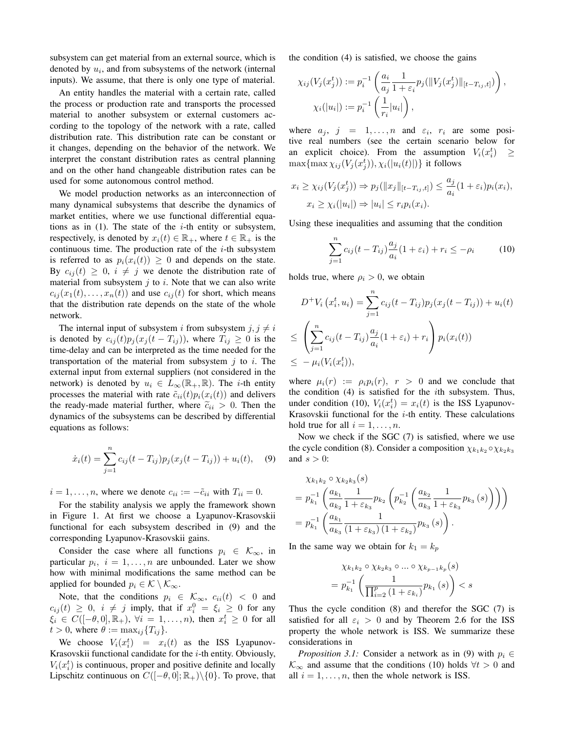subsystem can get material from an external source, which is denoted by $u_i$, and from subsystems of the network (internal inputs). We assume, that there is only one type of material.

An entity handles the material with a certain rate, called the process or production rate and transports the processed material to another subsystem or external customers according to the topology of the network with a rate, called distribution rate. This distribution rate can be constant or it changes, depending on the behavior of the network. We interpret the constant distribution rates as central planning and on the other hand changeable distribution rates can be used for some autonomous control method.

We model production networks as an interconnection of many dynamical subsystems that describe the dynamics of market entities, where we use functional differential equations as in (1). The state of the $i$-th entity or subsystem, respectively, is denoted by $x_i(t) \in \mathbb{R}_+$, where $t \in \mathbb{R}_+$ is the continuous time. The production rate of the $i$-th subsystem is referred to as $p_i(x_i(t)) \geq 0$ and depends on the state. By $c_{ij}(t) \geq 0$, $i \neq j$ we denote the distribution rate of material from subsystem $j$ to $i$. Note that we can also write $c_{ij}(x_1(t), \dots, x_n(t))$ and use $c_{ij}(t)$ for short, which means that the distribution rate depends on the state of the whole network.

The internal input of subsystem $i$ from subsystem $j, j \neq i$ is denoted by $c_{ij}(t)p_j(x_j(t - T_{ij}))$, where $T_{ij} \geq 0$ is the time-delay and can be interpreted as the time needed for the transportation of the material from subsystem $j$ to $i$. The external input from external suppliers (not considered in the network) is denoted by $u_i \in L_\infty(\mathbb{R}_+, \mathbb{R})$. The $i$-th entity processes the material with rate $\tilde{c}_{ii}(t)p_i(x_i(t))$ and delivers the ready-made material further, where $\tilde{c}_{ii} > 0$. Then the dynamics of the subsystems can be described by differential equations as follows:

$$\dot{x}_i(t) = \sum_{j=1}^{n} c_{ij}(t - T_{ij})p_j(x_j(t - T_{ij})) + u_i(t), \quad (9)$$

$i = 1, \dots, n$, where we denote $c_{ii} := -\tilde{c}_{ii}$ with $T_{ii} = 0$.

For the stability analysis we apply the framework shown in Figure 1. At first we choose a Lyapunov-Krasovskii functional for each subsystem described in (9) and the corresponding Lyapunov-Krasovskii gains.

Consider the case where all functions $p_i \in \mathcal{K}_\infty$, in particular $p_i$, $i = 1, \dots, n$ are unbounded. Later we show how with minimal modifications the same method can be applied for bounded $p_i \in \mathcal{K} \setminus \mathcal{K}_\infty$.

Note, that the conditions $p_i \in \mathcal{K}_\infty$, $c_{ii}(t) < 0$ and $c_{ij}(t) \geq 0$, $i \neq j$ imply, that if $x_i^0 = \xi_i \geq 0$ for any $\xi_i \in C([-\theta, 0], \mathbb{R}_+)$, $\forall i = 1, \dots, n$), then $x_i^t \geq 0$ for all $t > 0$, where $\theta := \max_{ij}\{T_{ij}\}$.

We choose $V_i(x_i^t) = x_i(t)$ as the ISS Lyapunov-Krasovskii functional candidate for the $i$-th entity. Obviously, $V_i(x_i^t)$ is continuous, proper and positive definite and locally Lipschitz continuous on $C([-\theta, 0]; \mathbb{R}_+) \setminus \{0\}$. To prove, that the condition (4) is satisfied, we choose the gains

$$\chi_{ij}(V_j(x_j^t)) := p_i^{-1}\left(\frac{a_i}{a_j}\frac{1}{1 + \varepsilon_i}p_j(\|V_j(x_j^t)\|_{[t-T_{ij},t]})\right),$$
$$\chi_i(|u_i|) := p_i^{-1}\left(\frac{1}{r_i}|u_i|\right),$$

where $a_j$, $j = 1, \dots, n$ and $\varepsilon_i$, $r_i$ are some positive real numbers (see the certain scenario below for an explicit choice). From the assumption $V_i(x_i^t) \geq \max\{\max \chi_{ij}(V_j(x_j^t)), \chi_i(|u_i(t)|)\}$ it follows

$$x_i \geq \chi_{ij}(V_j(x_j^t)) \Rightarrow p_j(\|x_j\|_{[t-T_{ij},t]}) \leq \frac{a_j}{a_i}(1 + \varepsilon_i)p_i(x_i),$$
$$x_i \geq \chi_i(|u_i|) \Rightarrow |u_i| \leq r_i p_i(x_i).$$

Using these inequalities and assuming that the condition

$$\sum_{j=1}^{n} c_{ij}(t - T_{ij})\frac{a_j}{a_i}(1 + \varepsilon_i) + r_i \leq -\rho_i \quad (10)$$

holds true, where $\rho_i > 0$, we obtain

$$\begin{aligned}
D^+V_i\left(x_i^t, u_i\right) &= \sum_{j=1}^{n} c_{ij}(t - T_{ij})p_j(x_j(t - T_{ij})) + u_i(t) \\
&\leq \left(\sum_{j=1}^{n} c_{ij}(t - T_{ij})\frac{a_j}{a_i}(1 + \varepsilon_i) + r_i\right)p_i(x_i(t)) \\
&\leq -\mu_i(V_i(x_i^t)),
\end{aligned}$$

where $\mu_i(r) := \rho_i p_i(r)$, $r > 0$ and we conclude that the condition (4) is satisfied for the $i$th subsystem. Thus, under condition (10), $V_i(x_i^t) = x_i(t)$ is the ISS Lyapunov-Krasovskii functional for the $i$-th entity. These calculations hold true for all $i = 1, \dots, n$.

Now we check if the SGC (7) is satisfied, where we use the cycle condition (8). Consider a composition $\chi_{k_1k_2} \circ \chi_{k_2k_3}$ and $s > 0$:

$$\begin{aligned}
&\chi_{k_1k_2} \circ \chi_{k_2k_3}(s) \\
&= p_{k_1}^{-1}\left(\frac{a_{k_1}}{a_{k_2}}\frac{1}{1 + \varepsilon_{k_3}}p_{k_2}\left(p_{k_2}^{-1}\left(\frac{a_{k_2}}{a_{k_3}}\frac{1}{1 + \varepsilon_{k_3}}p_{k_3}(s)\right)\right)\right) \\
&= p_{k_1}^{-1}\left(\frac{a_{k_1}}{a_{k_3}}\frac{1}{(1 + \varepsilon_{k_3})(1 + \varepsilon_{k_2})}p_{k_3}(s)\right).
\end{aligned}$$

In the same way we obtain for $k_1 = k_p$

$$\begin{aligned}
&\chi_{k_1k_2} \circ \chi_{k_2k_3} \circ \dots \circ \chi_{k_{p-1}k_p}(s) \\
&= p_{k_1}^{-1}\left(\frac{1}{\prod_{i=2}^{p}(1 + \varepsilon_{k_i})}p_{k_1}(s)\right) < s
\end{aligned}$$

Thus the cycle condition (8) and therefor the SGC (7) is satisfied for all $\varepsilon_i > 0$ and by Theorem 2.6 for the ISS property the whole network is ISS. We summarize these considerations in

*Proposition 3.1:* Consider a network as in (9) with $p_i \in \mathcal{K}_\infty$ and assume that the conditions (10) holds $\forall t > 0$ and all $i = 1, \dots, n$, then the whole network is ISS.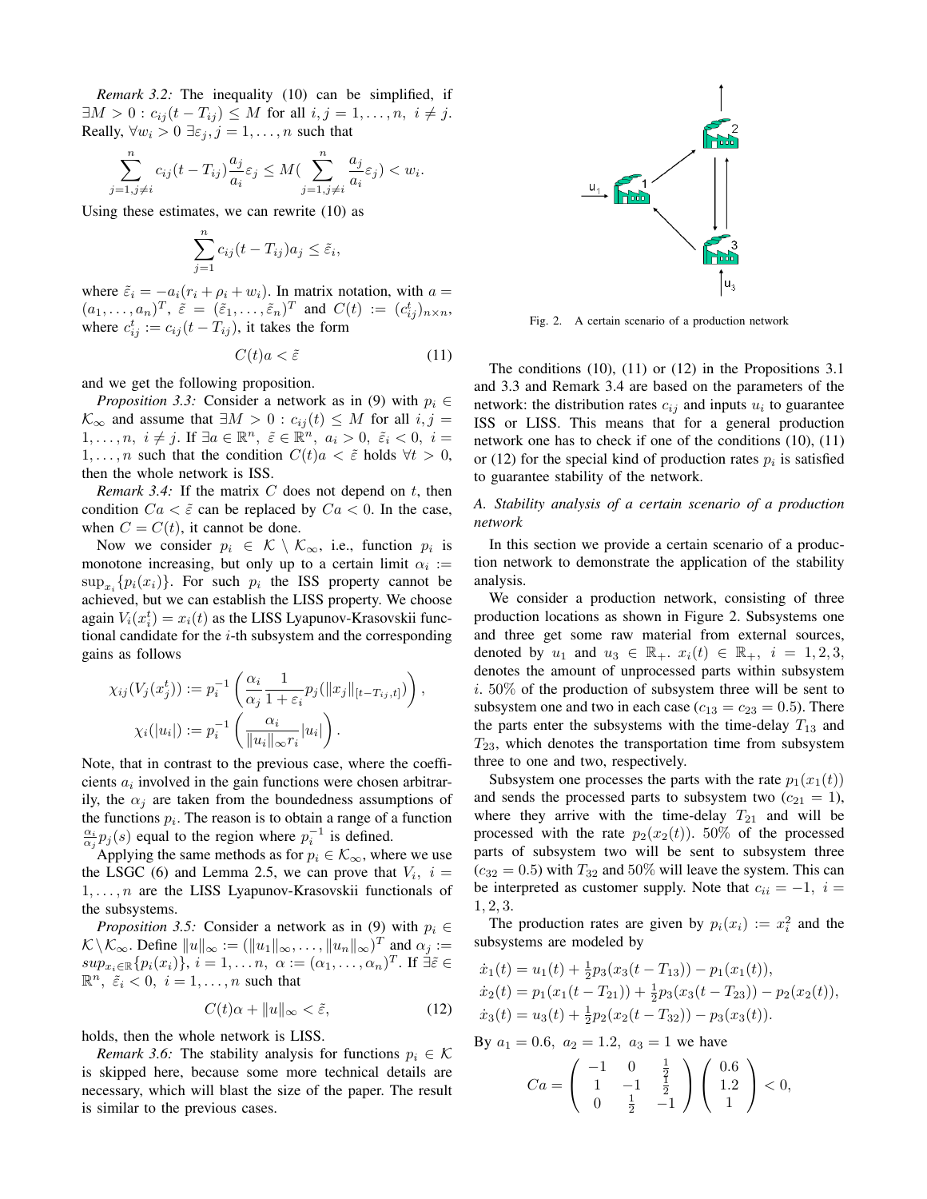*Remark 3.2:* The inequality (10) can be simplified, if $\exists M > 0 : c_{ij}(t - T_{ij}) \le M$ for all $i, j = 1, \dots, n,\ i \ne j$. Really, $\forall w_i > 0\ \exists \varepsilon_j, j = 1, \dots, n$ such that

$$\sum_{j=1, j \ne i}^{n} c_{ij}(t - T_{ij}) \frac{a_j}{a_i} \varepsilon_j \le M(\sum_{j=1, j \ne i}^{n} \frac{a_j}{a_i} \varepsilon_j) < w_i.$$

Using these estimates, we can rewrite (10) as

$$\sum_{j=1}^{n} c_{ij}(t - T_{ij}) a_j \le \tilde{\varepsilon}_i,$$

where $\tilde{\varepsilon}_i = -a_i(r_i + \rho_i + w_i)$. In matrix notation, with $a = (a_1, \dots, a_n)^T$, $\tilde{\varepsilon} = (\tilde{\varepsilon}_1, \dots, \tilde{\varepsilon}_n)^T$ and $C(t) := (c_{ij}^t)_{n \times n}$, where $c_{ij}^t := c_{ij}(t - T_{ij})$, it takes the form

$$C(t)a < \tilde{\varepsilon} \tag{11}$$

and we get the following proposition.

*Proposition 3.3:* Consider a network as in (9) with $p_i \in \mathcal{K}_\infty$ and assume that $\exists M > 0 : c_{ij}(t) \le M$ for all $i, j = 1, \dots, n,\ i \ne j$. If $\exists a \in \mathbb{R}^n,\ \tilde{\varepsilon} \in \mathbb{R}^n,\ a_i > 0,\ \tilde{\varepsilon}_i < 0,\ i = 1, \dots, n$ such that the condition $C(t)a < \tilde{\varepsilon}$ holds $\forall t > 0$, then the whole network is ISS.

*Remark 3.4:* If the matrix $C$ does not depend on $t$, then condition $Ca < \tilde{\varepsilon}$ can be replaced by $Ca < 0$. In the case, when $C = C(t)$, it cannot be done.

Now we consider $p_i \in \mathcal{K} \setminus \mathcal{K}_\infty$, i.e., function $p_i$ is monotone increasing, but only up to a certain limit $\alpha_i := \sup_{x_i}\{p_i(x_i)\}$. For such $p_i$ the ISS property cannot be achieved, but we can establish the LISS property. We choose again $V_i(x_i^t) = x_i(t)$ as the LISS Lyapunov-Krasovskii functional candidate for the $i$-th subsystem and the corresponding gains as follows

$$\chi_{ij}(V_j(x_j^t)) := p_i^{-1}\left(\frac{\alpha_i}{\alpha_j}\frac{1}{1+\varepsilon_i} p_j(\|x_j\|_{[t-T_{ij}, t]})\right),$$
$$\chi_i(|u_i|) := p_i^{-1}\left(\frac{\alpha_i}{\|u_i\|_\infty r_i}|u_i|\right).$$

Note, that in contrast to the previous case, where the coefficients $a_i$ involved in the gain functions were chosen arbitrarily, the $\alpha_j$ are taken from the boundedness assumptions of the functions $p_i$. The reason is to obtain a range of a function $\frac{\alpha_i}{\alpha_j} p_j(s)$ equal to the region where $p_i^{-1}$ is defined.

Applying the same methods as for $p_i \in \mathcal{K}_\infty$, where we use the LSGC (6) and Lemma 2.5, we can prove that $V_i,\ i = 1, \dots, n$ are the LISS Lyapunov-Krasovskii functionals of the subsystems.

*Proposition 3.5:* Consider a network as in (9) with $p_i \in \mathcal{K} \setminus \mathcal{K}_\infty$. Define $\|u\|_\infty := (\|u_1\|_\infty, \dots, \|u_n\|_\infty)^T$ and $\alpha_j := sup_{x_i \in \mathbb{R}}\{p_i(x_i)\},\ i = 1, \dots n,\ \alpha := (\alpha_1, \dots, \alpha_n)^T$. If $\exists \tilde{\varepsilon} \in \mathbb{R}^n,\ \tilde{\varepsilon}_i < 0,\ i = 1, \dots, n$ such that

$$C(t)\alpha + \|u\|_\infty < \tilde{\varepsilon}, \tag{12}$$

holds, then the whole network is LISS.

*Remark 3.6:* The stability analysis for functions $p_i \in \mathcal{K}$ is skipped here, because some more technical details are necessary, which will blast the size of the paper. The result is similar to the previous cases.

Fig. 2. A certain scenario of a production network

The conditions (10), (11) or (12) in the Propositions 3.1 and 3.3 and Remark 3.4 are based on the parameters of the network: the distribution rates $c_{ij}$ and inputs $u_i$ to guarantee ISS or LISS. This means that for a general production network one has to check if one of the conditions (10), (11) or (12) for the special kind of production rates $p_i$ is satisfied to guarantee stability of the network.

### A. Stability analysis of a certain scenario of a production network

In this section we provide a certain scenario of a production network to demonstrate the application of the stability analysis.

We consider a production network, consisting of three production locations as shown in Figure 2. Subsystems one and three get some raw material from external sources, denoted by $u_1$ and $u_3 \in \mathbb{R}_+$. $x_i(t) \in \mathbb{R}_+,\ i = 1, 2, 3$, denotes the amount of unprocessed parts within subsystem $i$. 50% of the production of subsystem three will be sent to subsystem one and two in each case ($c_{13} = c_{23} = 0.5$). There the parts enter the subsystems with the time-delay $T_{13}$ and $T_{23}$, which denotes the transportation time from subsystem three to one and two, respectively.

Subsystem one processes the parts with the rate $p_1(x_1(t))$ and sends the processed parts to subsystem two ($c_{21} = 1$), where they arrive with the time-delay $T_{21}$ and will be processed with the rate $p_2(x_2(t))$. 50% of the processed parts of subsystem two will be sent to subsystem three ($c_{32} = 0.5$) with $T_{32}$ and 50% will leave the system. This can be interpreted as customer supply. Note that $c_{ii} = -1,\ i = 1, 2, 3$.

The production rates are given by $p_i(x_i) := x_i^2$ and the subsystems are modeled by

$$\begin{aligned}
\dot{x}_1(t) &= u_1(t) + \tfrac{1}{2} p_3(x_3(t - T_{13})) - p_1(x_1(t)), \\
\dot{x}_2(t) &= p_1(x_1(t - T_{21})) + \tfrac{1}{2} p_3(x_3(t - T_{23})) - p_2(x_2(t)), \\
\dot{x}_3(t) &= u_3(t) + \tfrac{1}{2} p_2(x_2(t - T_{32})) - p_3(x_3(t)).
\end{aligned}$$

By $a_1 = 0.6,\ a_2 = 1.2,\ a_3 = 1$ we have

$$Ca = \begin{pmatrix} -1 & 0 & \frac{1}{2} \\ 1 & -1 & \frac{1}{2} \\ 0 & \frac{1}{2} & -1 \end{pmatrix} \begin{pmatrix} 0.6 \\ 1.2 \\ 1 \end{pmatrix} < 0,$$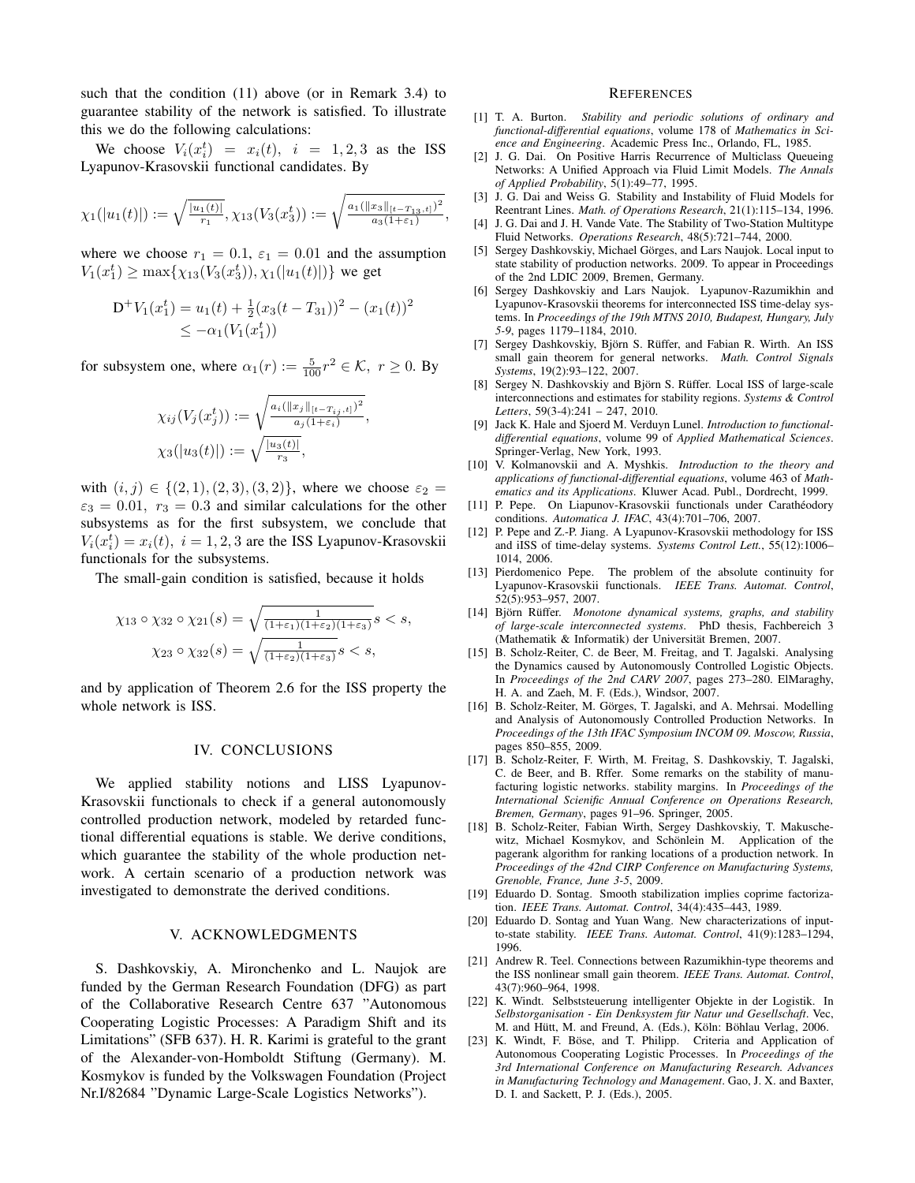such that the condition (11) above (or in Remark 3.4) to guarantee stability of the network is satisfied. To illustrate this we do the following calculations:

We choose $V_i(x_i^t) = x_i(t),\ i = 1,2,3$ as the ISS Lyapunov-Krasovskii functional candidates. By

$$\chi_1(|u_1(t)|) := \sqrt{\tfrac{|u_1(t)|}{r_1}}, \chi_{13}(V_3(x_3^t)) := \sqrt{\tfrac{a_1(\|x_3\|_{[t-T_{13},t]})^2}{a_3(1+\varepsilon_1)}},$$

where we choose $r_1 = 0.1$, $\varepsilon_1 = 0.01$ and the assumption $V_1(x_1^t) \geq \max\{\chi_{13}(V_3(x_3^t)), \chi_1(|u_1(t)|)\}$ we get

$$\begin{aligned} \mathrm{D}^+ V_1(x_1^t) &= u_1(t) + \tfrac{1}{2}(x_3(t-T_{31}))^2 - (x_1(t))^2 \\ &\leq -\alpha_1(V_1(x_1^t)) \end{aligned}$$

for subsystem one, where $\alpha_1(r) := \frac{5}{100}r^2 \in \mathcal{K},\ r \geq 0$. By

$$\begin{aligned} \chi_{ij}(V_j(x_j^t)) &:= \sqrt{\tfrac{a_i(\|x_j\|_{[t-T_{ij},t]})^2}{a_j(1+\varepsilon_i)}}, \\ \chi_3(|u_3(t)|) &:= \sqrt{\tfrac{|u_3(t)|}{r_3}}, \end{aligned}$$

with $(i,j) \in \{(2,1),(2,3),(3,2)\}$, where we choose $\varepsilon_2 = \varepsilon_3 = 0.01,\ r_3 = 0.3$ and similar calculations for the other subsystems as for the first subsystem, we conclude that $V_i(x_i^t) = x_i(t),\ i = 1,2,3$ are the ISS Lyapunov-Krasovskii functionals for the subsystems.

The small-gain condition is satisfied, because it holds

$$\begin{aligned} \chi_{13} \circ \chi_{32} \circ \chi_{21}(s) &= \sqrt{\tfrac{1}{(1+\varepsilon_1)(1+\varepsilon_2)(1+\varepsilon_3)}}s < s, \\ \chi_{23} \circ \chi_{32}(s) &= \sqrt{\tfrac{1}{(1+\varepsilon_2)(1+\varepsilon_3)}}s < s, \end{aligned}$$

and by application of Theorem 2.6 for the ISS property the whole network is ISS.

## IV. CONCLUSIONS

We applied stability notions and LISS Lyapunov-Krasovskii functionals to check if a general autonomously controlled production network, modeled by retarded functional differential equations is stable. We derive conditions, which guarantee the stability of the whole production network. A certain scenario of a production network was investigated to demonstrate the derived conditions.

## V. ACKNOWLEDGMENTS

S. Dashkovskiy, A. Mironchenko and L. Naujok are funded by the German Research Foundation (DFG) as part of the Collaborative Research Centre 637 "Autonomous Cooperating Logistic Processes: A Paradigm Shift and its Limitations" (SFB 637). H. R. Karimi is grateful to the grant of the Alexander-von-Homboldt Stiftung (Germany). M. Kosmykov is funded by the Volkswagen Foundation (Project Nr.I/82684 "Dynamic Large-Scale Logistics Networks").

## REFERENCES

[1] T. A. Burton. *Stability and periodic solutions of ordinary and functional-differential equations*, volume 178 of *Mathematics in Science and Engineering*. Academic Press Inc., Orlando, FL, 1985.

[2] J. G. Dai. On Positive Harris Recurrence of Multiclass Queueing Networks: A Unified Approach via Fluid Limit Models. *The Annals of Applied Probability*, 5(1):49–77, 1995.

[3] J. G. Dai and Weiss G. Stability and Instability of Fluid Models for Reentrant Lines. *Math. of Operations Research*, 21(1):115–134, 1996.

[4] J. G. Dai and J. H. Vande Vate. The Stability of Two-Station Multitype Fluid Networks. *Operations Research*, 48(5):721–744, 2000.

[5] Sergey Dashkovskiy, Michael Görges, and Lars Naujok. Local input to state stability of production networks. 2009. To appear in Proceedings of the 2nd LDIC 2009, Bremen, Germany.

[6] Sergey Dashkovskiy and Lars Naujok. Lyapunov-Razumikhin and Lyapunov-Krasovskii theorems for interconnected ISS time-delay systems. In *Proceedings of the 19th MTNS 2010, Budapest, Hungary, July 5-9*, pages 1179–1184, 2010.

[7] Sergey Dashkovskiy, Björn S. Rüffer, and Fabian R. Wirth. An ISS small gain theorem for general networks. *Math. Control Signals Systems*, 19(2):93–122, 2007.

[8] Sergey N. Dashkovskiy and Björn S. Rüffer. Local ISS of large-scale interconnections and estimates for stability regions. *Systems & Control Letters*, 59(3-4):241 – 247, 2010.

[9] Jack K. Hale and Sjoerd M. Verduyn Lunel. *Introduction to functional-differential equations*, volume 99 of *Applied Mathematical Sciences*. Springer-Verlag, New York, 1993.

[10] V. Kolmanovskii and A. Myshkis. *Introduction to the theory and applications of functional-differential equations*, volume 463 of *Mathematics and its Applications*. Kluwer Acad. Publ., Dordrecht, 1999.

[11] P. Pepe. On Liapunov-Krasovskii functionals under Carathéodory conditions. *Automatica J. IFAC*, 43(4):701–706, 2007.

[12] P. Pepe and Z.-P. Jiang. A Lyapunov-Krasovskii methodology for ISS and iISS of time-delay systems. *Systems Control Lett.*, 55(12):1006–1014, 2006.

[13] Pierdomenico Pepe. The problem of the absolute continuity for Lyapunov-Krasovskii functionals. *IEEE Trans. Automat. Control*, 52(5):953–957, 2007.

[14] Björn Rüffer. *Monotone dynamical systems, graphs, and stability of large-scale interconnected systems*. PhD thesis, Fachbereich 3 (Mathematik & Informatik) der Universität Bremen, 2007.

[15] B. Scholz-Reiter, C. de Beer, M. Freitag, and T. Jagalski. Analysing the Dynamics caused by Autonomously Controlled Logistic Objects. In *Proceedings of the 2nd CARV 2007*, pages 273–280. ElMaraghy, H. A. and Zaeh, M. F. (Eds.), Windsor, 2007.

[16] B. Scholz-Reiter, M. Görges, T. Jagalski, and A. Mehrsai. Modelling and Analysis of Autonomously Controlled Production Networks. In *Proceedings of the 13th IFAC Symposium INCOM 09. Moscow, Russia*, pages 850–855, 2009.

[17] B. Scholz-Reiter, F. Wirth, M. Freitag, S. Dashkovskiy, T. Jagalski, C. de Beer, and B. Rffer. Some remarks on the stability of manufacturing logistic networks. stability margins. In *Proceedings of the International Scienific Annual Conference on Operations Research, Bremen, Germany*, pages 91–96. Springer, 2005.

[18] B. Scholz-Reiter, Fabian Wirth, Sergey Dashkovskiy, T. Makuschewitz, Michael Kosmykov, and Schönlein M. Application of the pagerank algorithm for ranking locations of a production network. In *Proceedings of the 42nd CIRP Conference on Manufacturing Systems, Grenoble, France, June 3-5*, 2009.

[19] Eduardo D. Sontag. Smooth stabilization implies coprime factorization. *IEEE Trans. Automat. Control*, 34(4):435–443, 1989.

[20] Eduardo D. Sontag and Yuan Wang. New characterizations of input-to-state stability. *IEEE Trans. Automat. Control*, 41(9):1283–1294, 1996.

[21] Andrew R. Teel. Connections between Razumikhin-type theorems and the ISS nonlinear small gain theorem. *IEEE Trans. Automat. Control*, 43(7):960–964, 1998.

[22] K. Windt. Selbststeuerung intelligenter Objekte in der Logistik. In *Selbstorganisation - Ein Denksystem für Natur und Gesellschaft*. Vec, M. and Hütt, M. and Freund, A. (Eds.), Köln: Böhlau Verlag, 2006.

[23] K. Windt, F. Böse, and T. Philipp. Criteria and Application of Autonomous Cooperating Logistic Processes. In *Proceedings of the 3rd International Conference on Manufacturing Research. Advances in Manufacturing Technology and Management*. Gao, J. X. and Baxter, D. I. and Sackett, P. J. (Eds.), 2005.